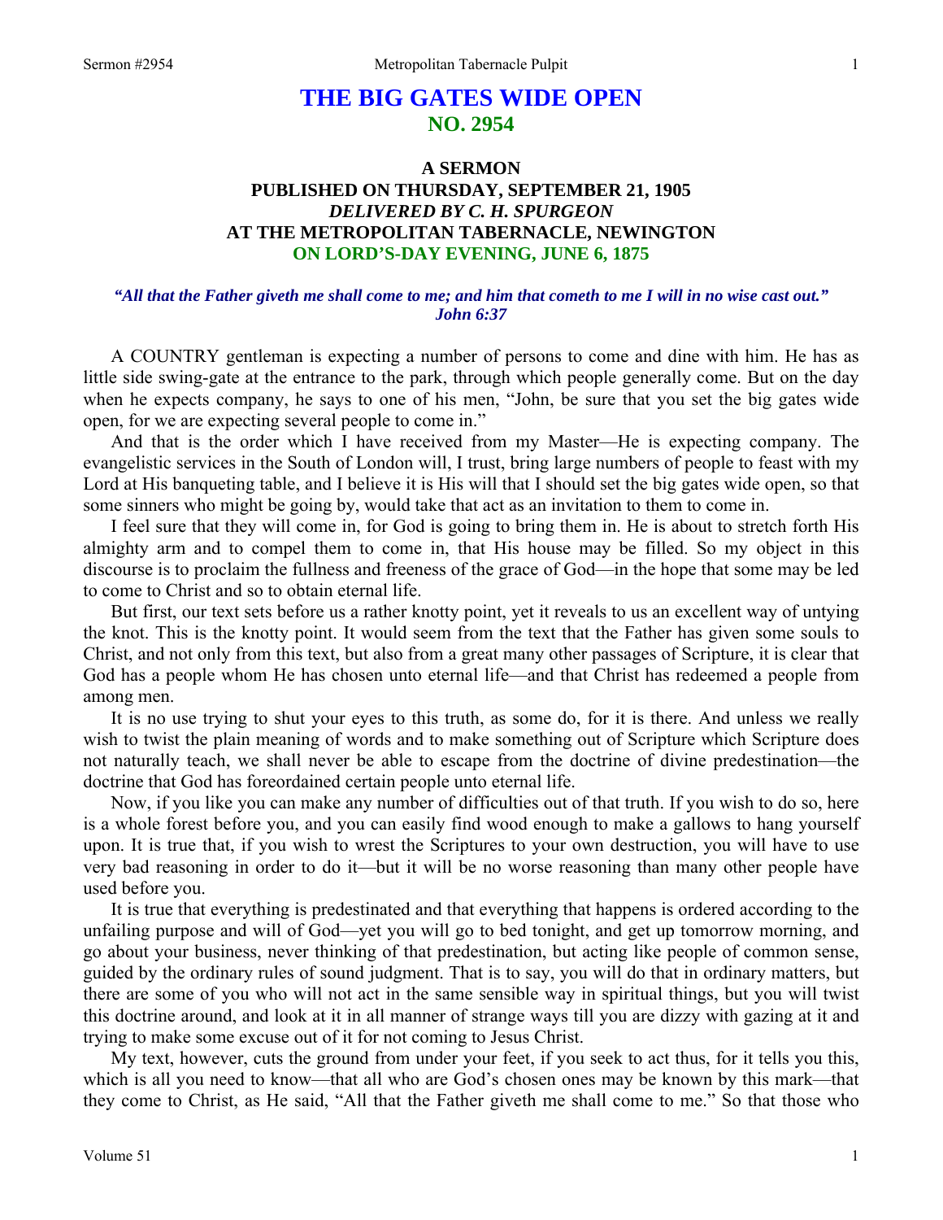# THE BIG GATES WIDE OPEN
## NO. 2954

### A SERMON
### PUBLISHED ON THURSDAY, SEPTEMBER 21, 1905
### *DELIVERED BY C. H. SPURGEON*
### AT THE METROPOLITAN TABERNACLE, NEWINGTON
### ON LORD'S-DAY EVENING, JUNE 6, 1875

***"All that the Father giveth me shall come to me; and him that cometh to me I will in no wise cast out." John 6:37***

A COUNTRY gentleman is expecting a number of persons to come and dine with him. He has as little side swing-gate at the entrance to the park, through which people generally come. But on the day when he expects company, he says to one of his men, "John, be sure that you set the big gates wide open, for we are expecting several people to come in."

And that is the order which I have received from my Master—He is expecting company. The evangelistic services in the South of London will, I trust, bring large numbers of people to feast with my Lord at His banqueting table, and I believe it is His will that I should set the big gates wide open, so that some sinners who might be going by, would take that act as an invitation to them to come in.

I feel sure that they will come in, for God is going to bring them in. He is about to stretch forth His almighty arm and to compel them to come in, that His house may be filled. So my object in this discourse is to proclaim the fullness and freeness of the grace of God—in the hope that some may be led to come to Christ and so to obtain eternal life.

But first, our text sets before us a rather knotty point, yet it reveals to us an excellent way of untying the knot. This is the knotty point. It would seem from the text that the Father has given some souls to Christ, and not only from this text, but also from a great many other passages of Scripture, it is clear that God has a people whom He has chosen unto eternal life—and that Christ has redeemed a people from among men.

It is no use trying to shut your eyes to this truth, as some do, for it is there. And unless we really wish to twist the plain meaning of words and to make something out of Scripture which Scripture does not naturally teach, we shall never be able to escape from the doctrine of divine predestination—the doctrine that God has foreordained certain people unto eternal life.

Now, if you like you can make any number of difficulties out of that truth. If you wish to do so, here is a whole forest before you, and you can easily find wood enough to make a gallows to hang yourself upon. It is true that, if you wish to wrest the Scriptures to your own destruction, you will have to use very bad reasoning in order to do it—but it will be no worse reasoning than many other people have used before you.

It is true that everything is predestinated and that everything that happens is ordered according to the unfailing purpose and will of God—yet you will go to bed tonight, and get up tomorrow morning, and go about your business, never thinking of that predestination, but acting like people of common sense, guided by the ordinary rules of sound judgment. That is to say, you will do that in ordinary matters, but there are some of you who will not act in the same sensible way in spiritual things, but you will twist this doctrine around, and look at it in all manner of strange ways till you are dizzy with gazing at it and trying to make some excuse out of it for not coming to Jesus Christ.

My text, however, cuts the ground from under your feet, if you seek to act thus, for it tells you this, which is all you need to know—that all who are God's chosen ones may be known by this mark—that they come to Christ, as He said, "All that the Father giveth me shall come to me." So that those who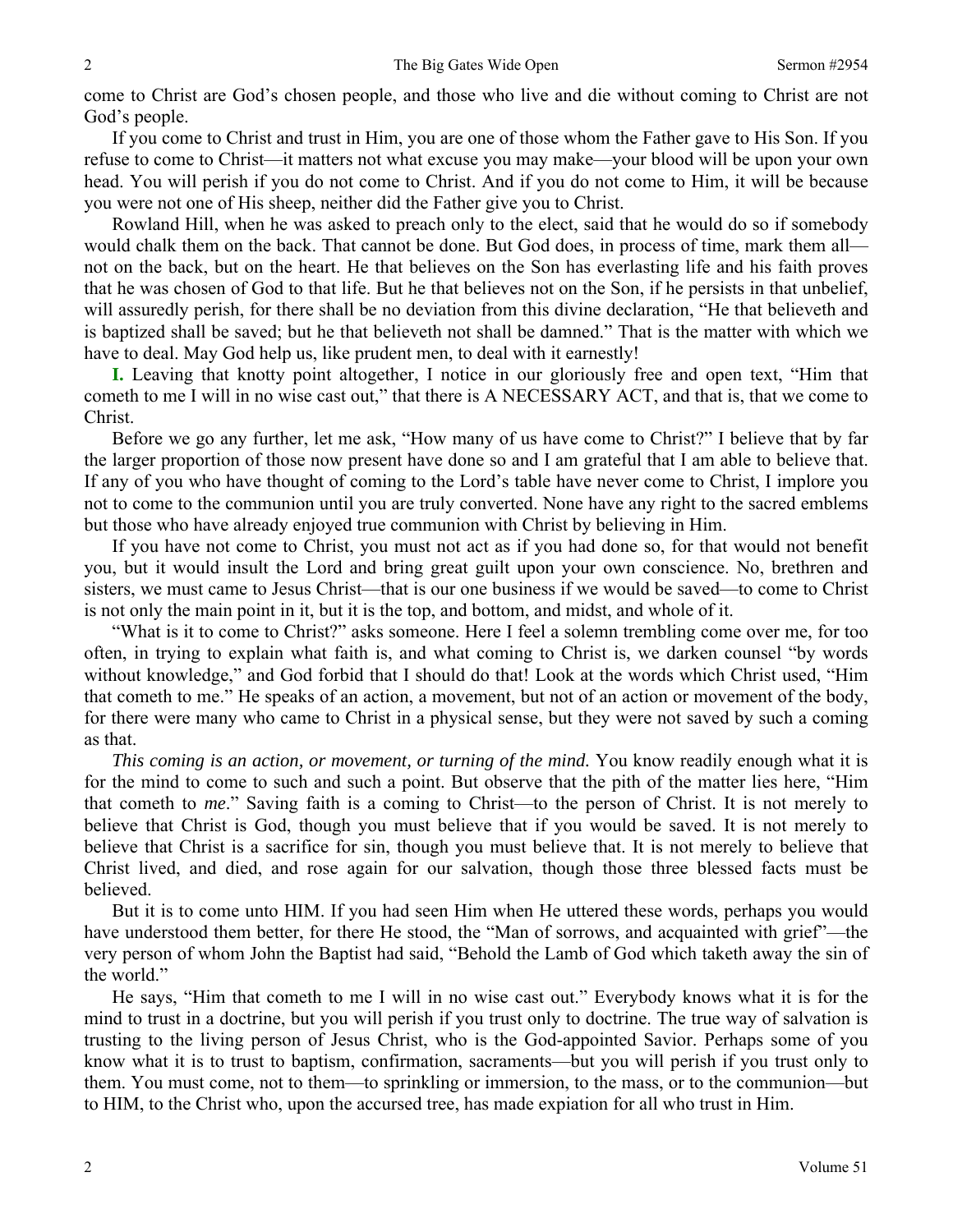come to Christ are God's chosen people, and those who live and die without coming to Christ are not God's people.

If you come to Christ and trust in Him, you are one of those whom the Father gave to His Son. If you refuse to come to Christ—it matters not what excuse you may make—your blood will be upon your own head. You will perish if you do not come to Christ. And if you do not come to Him, it will be because you were not one of His sheep, neither did the Father give you to Christ.

Rowland Hill, when he was asked to preach only to the elect, said that he would do so if somebody would chalk them on the back. That cannot be done. But God does, in process of time, mark them all—not on the back, but on the heart. He that believes on the Son has everlasting life and his faith proves that he was chosen of God to that life. But he that believes not on the Son, if he persists in that unbelief, will assuredly perish, for there shall be no deviation from this divine declaration, "He that believeth and is baptized shall be saved; but he that believeth not shall be damned." That is the matter with which we have to deal. May God help us, like prudent men, to deal with it earnestly!

**I.** Leaving that knotty point altogether, I notice in our gloriously free and open text, "Him that cometh to me I will in no wise cast out," that there is A NECESSARY ACT, and that is, that we come to Christ.

Before we go any further, let me ask, "How many of us have come to Christ?" I believe that by far the larger proportion of those now present have done so and I am grateful that I am able to believe that. If any of you who have thought of coming to the Lord's table have never come to Christ, I implore you not to come to the communion until you are truly converted. None have any right to the sacred emblems but those who have already enjoyed true communion with Christ by believing in Him.

If you have not come to Christ, you must not act as if you had done so, for that would not benefit you, but it would insult the Lord and bring great guilt upon your own conscience. No, brethren and sisters, we must came to Jesus Christ—that is our one business if we would be saved—to come to Christ is not only the main point in it, but it is the top, and bottom, and midst, and whole of it.

"What is it to come to Christ?" asks someone. Here I feel a solemn trembling come over me, for too often, in trying to explain what faith is, and what coming to Christ is, we darken counsel "by words without knowledge," and God forbid that I should do that! Look at the words which Christ used, "Him that cometh to me." He speaks of an action, a movement, but not of an action or movement of the body, for there were many who came to Christ in a physical sense, but they were not saved by such a coming as that.

*This coming is an action, or movement, or turning of the mind.* You know readily enough what it is for the mind to come to such and such a point. But observe that the pith of the matter lies here, "Him that cometh to *me*." Saving faith is a coming to Christ—to the person of Christ. It is not merely to believe that Christ is God, though you must believe that if you would be saved. It is not merely to believe that Christ is a sacrifice for sin, though you must believe that. It is not merely to believe that Christ lived, and died, and rose again for our salvation, though those three blessed facts must be believed.

But it is to come unto HIM. If you had seen Him when He uttered these words, perhaps you would have understood them better, for there He stood, the "Man of sorrows, and acquainted with grief"—the very person of whom John the Baptist had said, "Behold the Lamb of God which taketh away the sin of the world."

He says, "Him that cometh to me I will in no wise cast out." Everybody knows what it is for the mind to trust in a doctrine, but you will perish if you trust only to doctrine. The true way of salvation is trusting to the living person of Jesus Christ, who is the God-appointed Savior. Perhaps some of you know what it is to trust to baptism, confirmation, sacraments—but you will perish if you trust only to them. You must come, not to them—to sprinkling or immersion, to the mass, or to the communion—but to HIM, to the Christ who, upon the accursed tree, has made expiation for all who trust in Him.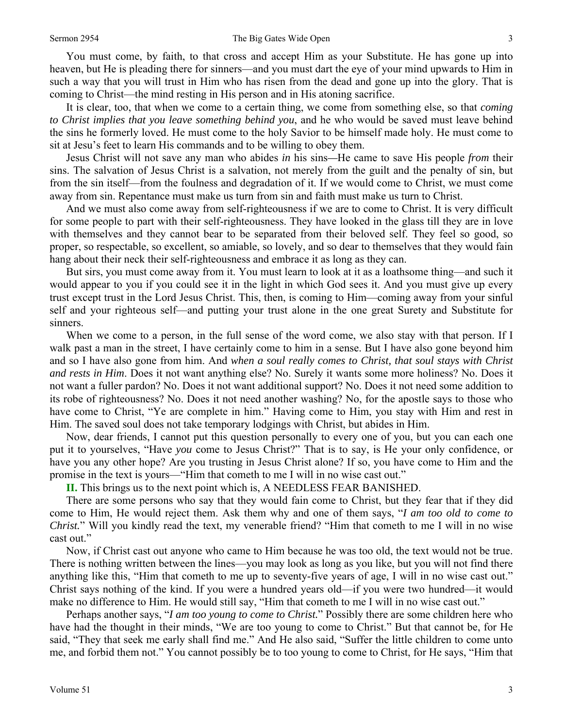You must come, by faith, to that cross and accept Him as your Substitute. He has gone up into heaven, but He is pleading there for sinners—and you must dart the eye of your mind upwards to Him in such a way that you will trust in Him who has risen from the dead and gone up into the glory. That is coming to Christ—the mind resting in His person and in His atoning sacrifice.

It is clear, too, that when we come to a certain thing, we come from something else, so that *coming to Christ implies that you leave something behind you*, and he who would be saved must leave behind the sins he formerly loved. He must come to the holy Savior to be himself made holy. He must come to sit at Jesu's feet to learn His commands and to be willing to obey them.

Jesus Christ will not save any man who abides *in* his sins—He came to save His people *from* their sins. The salvation of Jesus Christ is a salvation, not merely from the guilt and the penalty of sin, but from the sin itself—from the foulness and degradation of it. If we would come to Christ, we must come away from sin. Repentance must make us turn from sin and faith must make us turn to Christ.

And we must also come away from self-righteousness if we are to come to Christ. It is very difficult for some people to part with their self-righteousness. They have looked in the glass till they are in love with themselves and they cannot bear to be separated from their beloved self. They feel so good, so proper, so respectable, so excellent, so amiable, so lovely, and so dear to themselves that they would fain hang about their neck their self-righteousness and embrace it as long as they can.

But sirs, you must come away from it. You must learn to look at it as a loathsome thing—and such it would appear to you if you could see it in the light in which God sees it. And you must give up every trust except trust in the Lord Jesus Christ. This, then, is coming to Him—coming away from your sinful self and your righteous self—and putting your trust alone in the one great Surety and Substitute for sinners.

When we come to a person, in the full sense of the word come, we also stay with that person. If I walk past a man in the street, I have certainly come to him in a sense. But I have also gone beyond him and so I have also gone from him. And *when a soul really comes to Christ, that soul stays with Christ and rests in Him*. Does it not want anything else? No. Surely it wants some more holiness? No. Does it not want a fuller pardon? No. Does it not want additional support? No. Does it not need some addition to its robe of righteousness? No. Does it not need another washing? No, for the apostle says to those who have come to Christ, "Ye are complete in him." Having come to Him, you stay with Him and rest in Him. The saved soul does not take temporary lodgings with Christ, but abides in Him.

Now, dear friends, I cannot put this question personally to every one of you, but you can each one put it to yourselves, "Have *you* come to Jesus Christ?" That is to say, is He your only confidence, or have you any other hope? Are you trusting in Jesus Christ alone? If so, you have come to Him and the promise in the text is yours—"Him that cometh to me I will in no wise cast out."

**II.** This brings us to the next point which is, A NEEDLESS FEAR BANISHED.

There are some persons who say that they would fain come to Christ, but they fear that if they did come to Him, He would reject them. Ask them why and one of them says, "*I am too old to come to Christ.*" Will you kindly read the text, my venerable friend? "Him that cometh to me I will in no wise cast out."

Now, if Christ cast out anyone who came to Him because he was too old, the text would not be true. There is nothing written between the lines—you may look as long as you like, but you will not find there anything like this, "Him that cometh to me up to seventy-five years of age, I will in no wise cast out." Christ says nothing of the kind. If you were a hundred years old—if you were two hundred—it would make no difference to Him. He would still say, "Him that cometh to me I will in no wise cast out."

Perhaps another says, "*I am too young to come to Christ.*" Possibly there are some children here who have had the thought in their minds, "We are too young to come to Christ." But that cannot be, for He said, "They that seek me early shall find me." And He also said, "Suffer the little children to come unto me, and forbid them not." You cannot possibly be to too young to come to Christ, for He says, "Him that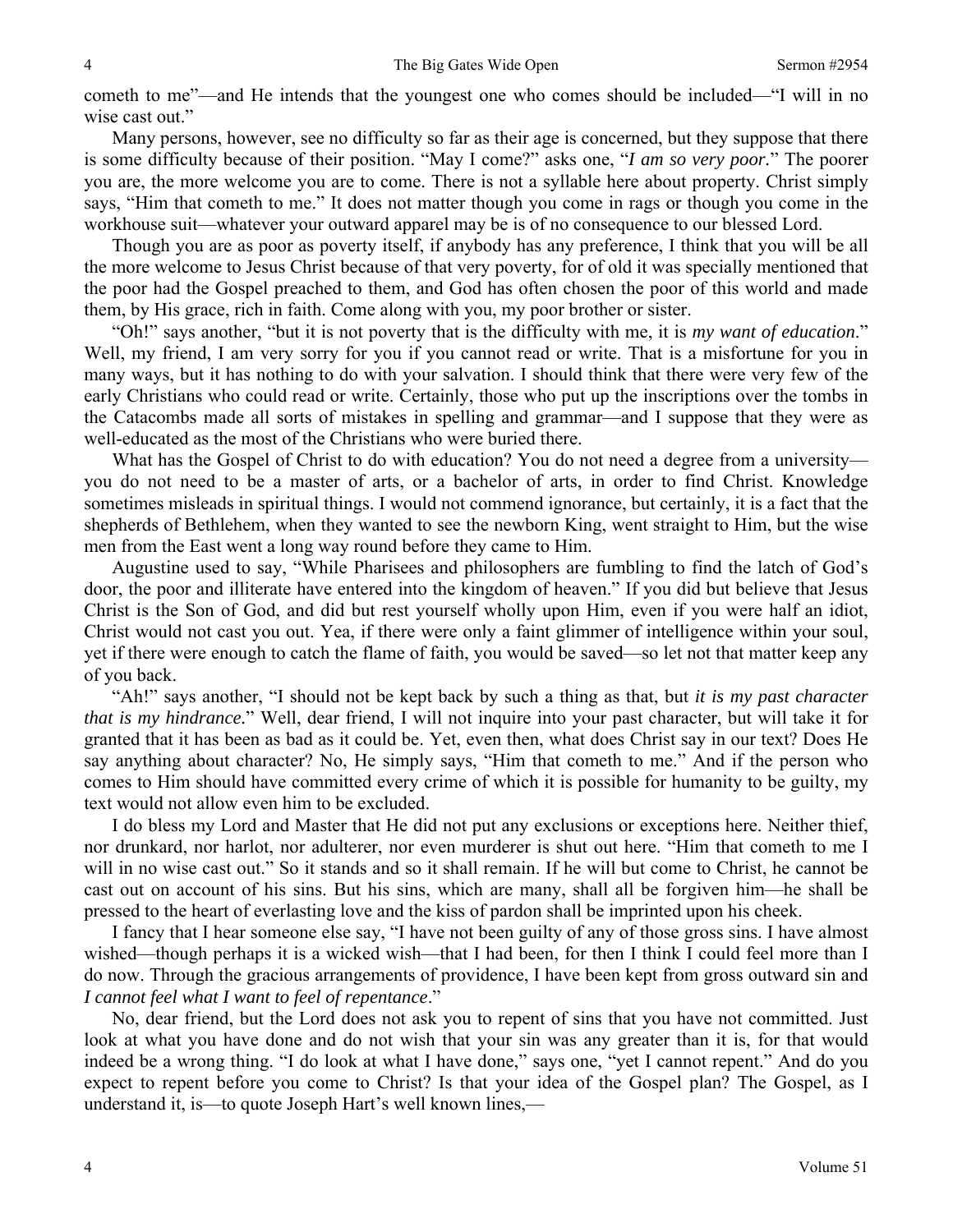cometh to me"—and He intends that the youngest one who comes should be included—"I will in no wise cast out."

Many persons, however, see no difficulty so far as their age is concerned, but they suppose that there is some difficulty because of their position. "May I come?" asks one, "*I am so very poor.*" The poorer you are, the more welcome you are to come. There is not a syllable here about property. Christ simply says, "Him that cometh to me." It does not matter though you come in rags or though you come in the workhouse suit—whatever your outward apparel may be is of no consequence to our blessed Lord.

Though you are as poor as poverty itself, if anybody has any preference, I think that you will be all the more welcome to Jesus Christ because of that very poverty, for of old it was specially mentioned that the poor had the Gospel preached to them, and God has often chosen the poor of this world and made them, by His grace, rich in faith. Come along with you, my poor brother or sister.

"Oh!" says another, "but it is not poverty that is the difficulty with me, it is *my want of education*." Well, my friend, I am very sorry for you if you cannot read or write. That is a misfortune for you in many ways, but it has nothing to do with your salvation. I should think that there were very few of the early Christians who could read or write. Certainly, those who put up the inscriptions over the tombs in the Catacombs made all sorts of mistakes in spelling and grammar—and I suppose that they were as well-educated as the most of the Christians who were buried there.

What has the Gospel of Christ to do with education? You do not need a degree from a university—you do not need to be a master of arts, or a bachelor of arts, in order to find Christ. Knowledge sometimes misleads in spiritual things. I would not commend ignorance, but certainly, it is a fact that the shepherds of Bethlehem, when they wanted to see the newborn King, went straight to Him, but the wise men from the East went a long way round before they came to Him.

Augustine used to say, "While Pharisees and philosophers are fumbling to find the latch of God's door, the poor and illiterate have entered into the kingdom of heaven." If you did but believe that Jesus Christ is the Son of God, and did but rest yourself wholly upon Him, even if you were half an idiot, Christ would not cast you out. Yea, if there were only a faint glimmer of intelligence within your soul, yet if there were enough to catch the flame of faith, you would be saved—so let not that matter keep any of you back.

"Ah!" says another, "I should not be kept back by such a thing as that, but *it is my past character that is my hindrance.*" Well, dear friend, I will not inquire into your past character, but will take it for granted that it has been as bad as it could be. Yet, even then, what does Christ say in our text? Does He say anything about character? No, He simply says, "Him that cometh to me." And if the person who comes to Him should have committed every crime of which it is possible for humanity to be guilty, my text would not allow even him to be excluded.

I do bless my Lord and Master that He did not put any exclusions or exceptions here. Neither thief, nor drunkard, nor harlot, nor adulterer, nor even murderer is shut out here. "Him that cometh to me I will in no wise cast out." So it stands and so it shall remain. If he will but come to Christ, he cannot be cast out on account of his sins. But his sins, which are many, shall all be forgiven him—he shall be pressed to the heart of everlasting love and the kiss of pardon shall be imprinted upon his cheek.

I fancy that I hear someone else say, "I have not been guilty of any of those gross sins. I have almost wished—though perhaps it is a wicked wish—that I had been, for then I think I could feel more than I do now. Through the gracious arrangements of providence, I have been kept from gross outward sin and *I cannot feel what I want to feel of repentance*."

No, dear friend, but the Lord does not ask you to repent of sins that you have not committed. Just look at what you have done and do not wish that your sin was any greater than it is, for that would indeed be a wrong thing. "I do look at what I have done," says one, "yet I cannot repent." And do you expect to repent before you come to Christ? Is that your idea of the Gospel plan? The Gospel, as I understand it, is—to quote Joseph Hart's well known lines,—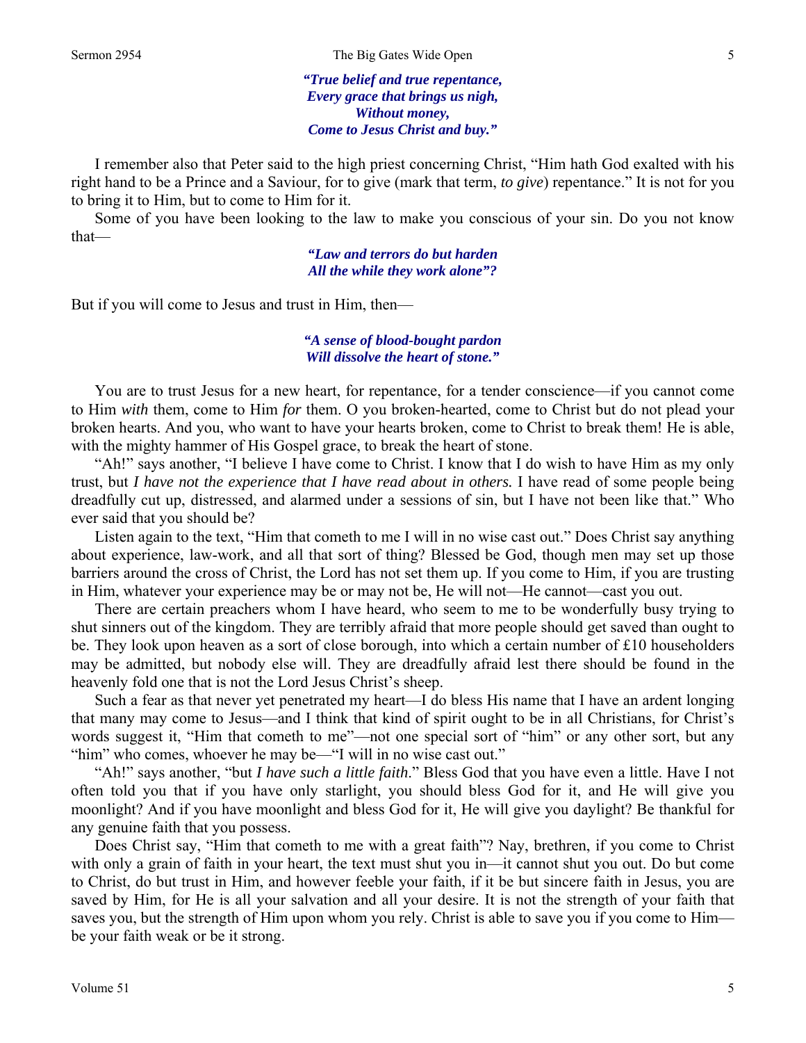> ***"True belief and true repentance,***
> ***Every grace that brings us nigh,***
> ***Without money,***
> ***Come to Jesus Christ and buy."***

I remember also that Peter said to the high priest concerning Christ, "Him hath God exalted with his right hand to be a Prince and a Saviour, for to give (mark that term, *to give*) repentance." It is not for you to bring it to Him, but to come to Him for it.

Some of you have been looking to the law to make you conscious of your sin. Do you not know that—

> ***"Law and terrors do but harden***
> ***All the while they work alone"?***

But if you will come to Jesus and trust in Him, then—

> ***"A sense of blood-bought pardon***
> ***Will dissolve the heart of stone."***

You are to trust Jesus for a new heart, for repentance, for a tender conscience—if you cannot come to Him *with* them, come to Him *for* them. O you broken-hearted, come to Christ but do not plead your broken hearts. And you, who want to have your hearts broken, come to Christ to break them! He is able, with the mighty hammer of His Gospel grace, to break the heart of stone.

"Ah!" says another, "I believe I have come to Christ. I know that I do wish to have Him as my only trust, but *I have not the experience that I have read about in others.* I have read of some people being dreadfully cut up, distressed, and alarmed under a sessions of sin, but I have not been like that." Who ever said that you should be?

Listen again to the text, "Him that cometh to me I will in no wise cast out." Does Christ say anything about experience, law-work, and all that sort of thing? Blessed be God, though men may set up those barriers around the cross of Christ, the Lord has not set them up. If you come to Him, if you are trusting in Him, whatever your experience may be or may not be, He will not—He cannot—cast you out.

There are certain preachers whom I have heard, who seem to me to be wonderfully busy trying to shut sinners out of the kingdom. They are terribly afraid that more people should get saved than ought to be. They look upon heaven as a sort of close borough, into which a certain number of £10 householders may be admitted, but nobody else will. They are dreadfully afraid lest there should be found in the heavenly fold one that is not the Lord Jesus Christ's sheep.

Such a fear as that never yet penetrated my heart—I do bless His name that I have an ardent longing that many may come to Jesus—and I think that kind of spirit ought to be in all Christians, for Christ's words suggest it, "Him that cometh to me"—not one special sort of "him" or any other sort, but any "him" who comes, whoever he may be—"I will in no wise cast out."

"Ah!" says another, "but *I have such a little faith*." Bless God that you have even a little. Have I not often told you that if you have only starlight, you should bless God for it, and He will give you moonlight? And if you have moonlight and bless God for it, He will give you daylight? Be thankful for any genuine faith that you possess.

Does Christ say, "Him that cometh to me with a great faith"? Nay, brethren, if you come to Christ with only a grain of faith in your heart, the text must shut you in—it cannot shut you out. Do but come to Christ, do but trust in Him, and however feeble your faith, if it be but sincere faith in Jesus, you are saved by Him, for He is all your salvation and all your desire. It is not the strength of your faith that saves you, but the strength of Him upon whom you rely. Christ is able to save you if you come to Him—be your faith weak or be it strong.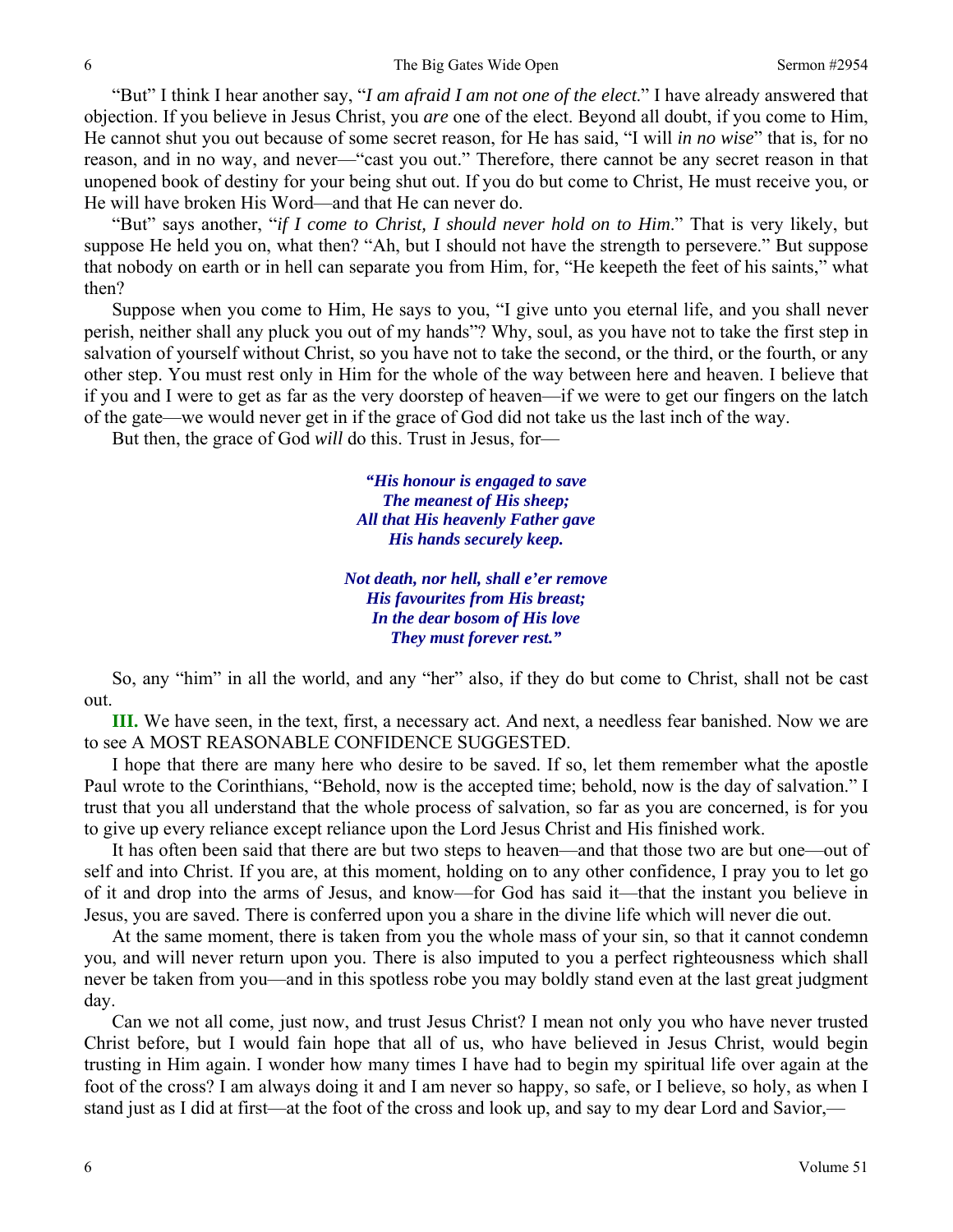"But" I think I hear another say, "*I am afraid I am not one of the elect.*" I have already answered that objection. If you believe in Jesus Christ, you *are* one of the elect. Beyond all doubt, if you come to Him, He cannot shut you out because of some secret reason, for He has said, "I will *in no wise*" that is, for no reason, and in no way, and never—"cast you out." Therefore, there cannot be any secret reason in that unopened book of destiny for your being shut out. If you do but come to Christ, He must receive you, or He will have broken His Word—and that He can never do.

"But" says another, "*if I come to Christ, I should never hold on to Him.*" That is very likely, but suppose He held you on, what then? "Ah, but I should not have the strength to persevere." But suppose that nobody on earth or in hell can separate you from Him, for, "He keepeth the feet of his saints," what then?

Suppose when you come to Him, He says to you, "I give unto you eternal life, and you shall never perish, neither shall any pluck you out of my hands"? Why, soul, as you have not to take the first step in salvation of yourself without Christ, so you have not to take the second, or the third, or the fourth, or any other step. You must rest only in Him for the whole of the way between here and heaven. I believe that if you and I were to get as far as the very doorstep of heaven—if we were to get our fingers on the latch of the gate—we would never get in if the grace of God did not take us the last inch of the way.

But then, the grace of God *will* do this. Trust in Jesus, for—

***"His honour is engaged to save***
***The meanest of His sheep;***
***All that His heavenly Father gave***
***His hands securely keep.***

***Not death, nor hell, shall e'er remove***
***His favourites from His breast;***
***In the dear bosom of His love***
***They must forever rest."***

So, any "him" in all the world, and any "her" also, if they do but come to Christ, shall not be cast out.

**III.** We have seen, in the text, first, a necessary act. And next, a needless fear banished. Now we are to see A MOST REASONABLE CONFIDENCE SUGGESTED.

I hope that there are many here who desire to be saved. If so, let them remember what the apostle Paul wrote to the Corinthians, "Behold, now is the accepted time; behold, now is the day of salvation." I trust that you all understand that the whole process of salvation, so far as you are concerned, is for you to give up every reliance except reliance upon the Lord Jesus Christ and His finished work.

It has often been said that there are but two steps to heaven—and that those two are but one—out of self and into Christ. If you are, at this moment, holding on to any other confidence, I pray you to let go of it and drop into the arms of Jesus, and know—for God has said it—that the instant you believe in Jesus, you are saved. There is conferred upon you a share in the divine life which will never die out.

At the same moment, there is taken from you the whole mass of your sin, so that it cannot condemn you, and will never return upon you. There is also imputed to you a perfect righteousness which shall never be taken from you—and in this spotless robe you may boldly stand even at the last great judgment day.

Can we not all come, just now, and trust Jesus Christ? I mean not only you who have never trusted Christ before, but I would fain hope that all of us, who have believed in Jesus Christ, would begin trusting in Him again. I wonder how many times I have had to begin my spiritual life over again at the foot of the cross? I am always doing it and I am never so happy, so safe, or I believe, so holy, as when I stand just as I did at first—at the foot of the cross and look up, and say to my dear Lord and Savior,—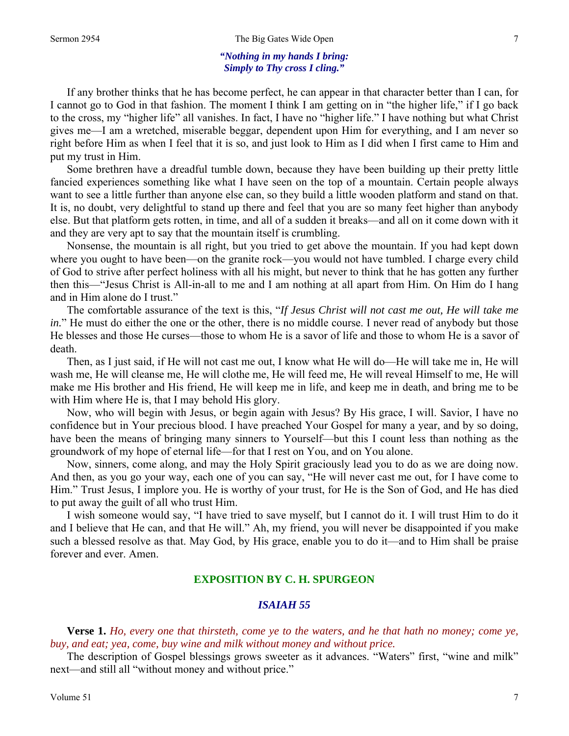***"Nothing in my hands I bring:***
***Simply to Thy cross I cling."***

If any brother thinks that he has become perfect, he can appear in that character better than I can, for I cannot go to God in that fashion. The moment I think I am getting on in "the higher life," if I go back to the cross, my "higher life" all vanishes. In fact, I have no "higher life." I have nothing but what Christ gives me—I am a wretched, miserable beggar, dependent upon Him for everything, and I am never so right before Him as when I feel that it is so, and just look to Him as I did when I first came to Him and put my trust in Him.

Some brethren have a dreadful tumble down, because they have been building up their pretty little fancied experiences something like what I have seen on the top of a mountain. Certain people always want to see a little further than anyone else can, so they build a little wooden platform and stand on that. It is, no doubt, very delightful to stand up there and feel that you are so many feet higher than anybody else. But that platform gets rotten, in time, and all of a sudden it breaks—and all on it come down with it and they are very apt to say that the mountain itself is crumbling.

Nonsense, the mountain is all right, but you tried to get above the mountain. If you had kept down where you ought to have been—on the granite rock—you would not have tumbled. I charge every child of God to strive after perfect holiness with all his might, but never to think that he has gotten any further then this—"Jesus Christ is All-in-all to me and I am nothing at all apart from Him. On Him do I hang and in Him alone do I trust."

The comfortable assurance of the text is this, "*If Jesus Christ will not cast me out, He will take me in.*" He must do either the one or the other, there is no middle course. I never read of anybody but those He blesses and those He curses—those to whom He is a savor of life and those to whom He is a savor of death.

Then, as I just said, if He will not cast me out, I know what He will do—He will take me in, He will wash me, He will cleanse me, He will clothe me, He will feed me, He will reveal Himself to me, He will make me His brother and His friend, He will keep me in life, and keep me in death, and bring me to be with Him where He is, that I may behold His glory.

Now, who will begin with Jesus, or begin again with Jesus? By His grace, I will. Savior, I have no confidence but in Your precious blood. I have preached Your Gospel for many a year, and by so doing, have been the means of bringing many sinners to Yourself—but this I count less than nothing as the groundwork of my hope of eternal life—for that I rest on You, and on You alone.

Now, sinners, come along, and may the Holy Spirit graciously lead you to do as we are doing now. And then, as you go your way, each one of you can say, "He will never cast me out, for I have come to Him." Trust Jesus, I implore you. He is worthy of your trust, for He is the Son of God, and He has died to put away the guilt of all who trust Him.

I wish someone would say, "I have tried to save myself, but I cannot do it. I will trust Him to do it and I believe that He can, and that He will." Ah, my friend, you will never be disappointed if you make such a blessed resolve as that. May God, by His grace, enable you to do it—and to Him shall be praise forever and ever. Amen.

## EXPOSITION BY C. H. SPURGEON

### *ISAIAH 55*

**Verse 1.** *Ho, every one that thirsteth, come ye to the waters, and he that hath no money; come ye, buy, and eat; yea, come, buy wine and milk without money and without price.*

The description of Gospel blessings grows sweeter as it advances. "Waters" first, "wine and milk" next—and still all "without money and without price."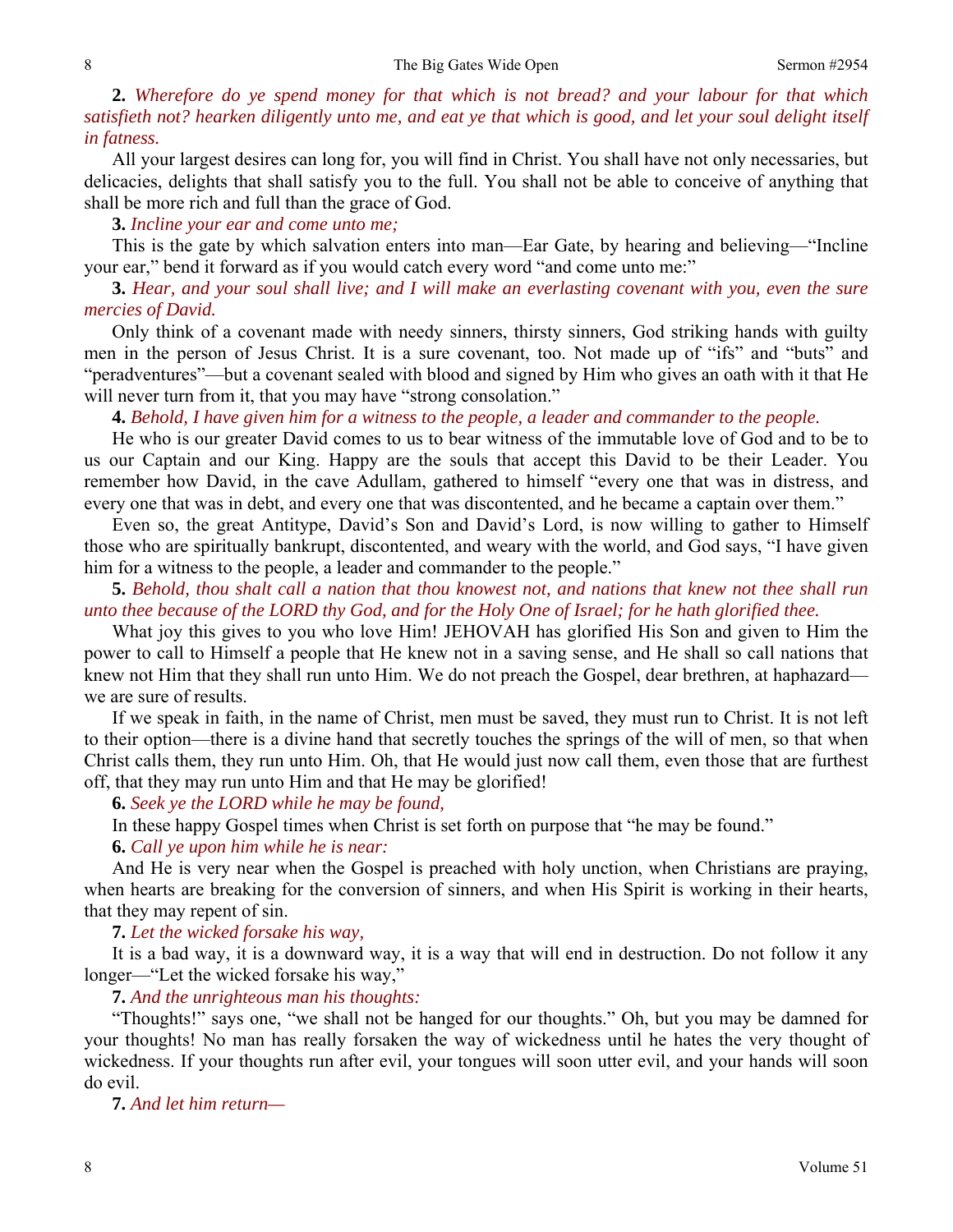**2.** *Wherefore do ye spend money for that which is not bread? and your labour for that which satisfieth not? hearken diligently unto me, and eat ye that which is good, and let your soul delight itself in fatness.*

All your largest desires can long for, you will find in Christ. You shall have not only necessaries, but delicacies, delights that shall satisfy you to the full. You shall not be able to conceive of anything that shall be more rich and full than the grace of God.

**3.** *Incline your ear and come unto me;*

This is the gate by which salvation enters into man—Ear Gate, by hearing and believing—"Incline your ear," bend it forward as if you would catch every word "and come unto me:"

**3.** *Hear, and your soul shall live; and I will make an everlasting covenant with you, even the sure mercies of David.*

Only think of a covenant made with needy sinners, thirsty sinners, God striking hands with guilty men in the person of Jesus Christ. It is a sure covenant, too. Not made up of "ifs" and "buts" and "peradventures"—but a covenant sealed with blood and signed by Him who gives an oath with it that He will never turn from it, that you may have "strong consolation."

**4.** *Behold, I have given him for a witness to the people, a leader and commander to the people.*

He who is our greater David comes to us to bear witness of the immutable love of God and to be to us our Captain and our King. Happy are the souls that accept this David to be their Leader. You remember how David, in the cave Adullam, gathered to himself "every one that was in distress, and every one that was in debt, and every one that was discontented, and he became a captain over them."

Even so, the great Antitype, David's Son and David's Lord, is now willing to gather to Himself those who are spiritually bankrupt, discontented, and weary with the world, and God says, "I have given him for a witness to the people, a leader and commander to the people."

**5.** *Behold, thou shalt call a nation that thou knowest not, and nations that knew not thee shall run unto thee because of the LORD thy God, and for the Holy One of Israel; for he hath glorified thee.*

What joy this gives to you who love Him! JEHOVAH has glorified His Son and given to Him the power to call to Himself a people that He knew not in a saving sense, and He shall so call nations that knew not Him that they shall run unto Him. We do not preach the Gospel, dear brethren, at haphazard—we are sure of results.

If we speak in faith, in the name of Christ, men must be saved, they must run to Christ. It is not left to their option—there is a divine hand that secretly touches the springs of the will of men, so that when Christ calls them, they run unto Him. Oh, that He would just now call them, even those that are furthest off, that they may run unto Him and that He may be glorified!

**6.** *Seek ye the LORD while he may be found,*

In these happy Gospel times when Christ is set forth on purpose that "he may be found."

**6.** *Call ye upon him while he is near:*

And He is very near when the Gospel is preached with holy unction, when Christians are praying, when hearts are breaking for the conversion of sinners, and when His Spirit is working in their hearts, that they may repent of sin.

**7.** *Let the wicked forsake his way,*

It is a bad way, it is a downward way, it is a way that will end in destruction. Do not follow it any longer—"Let the wicked forsake his way,"

**7.** *And the unrighteous man his thoughts:*

"Thoughts!" says one, "we shall not be hanged for our thoughts." Oh, but you may be damned for your thoughts! No man has really forsaken the way of wickedness until he hates the very thought of wickedness. If your thoughts run after evil, your tongues will soon utter evil, and your hands will soon do evil.

**7.** *And let him return—*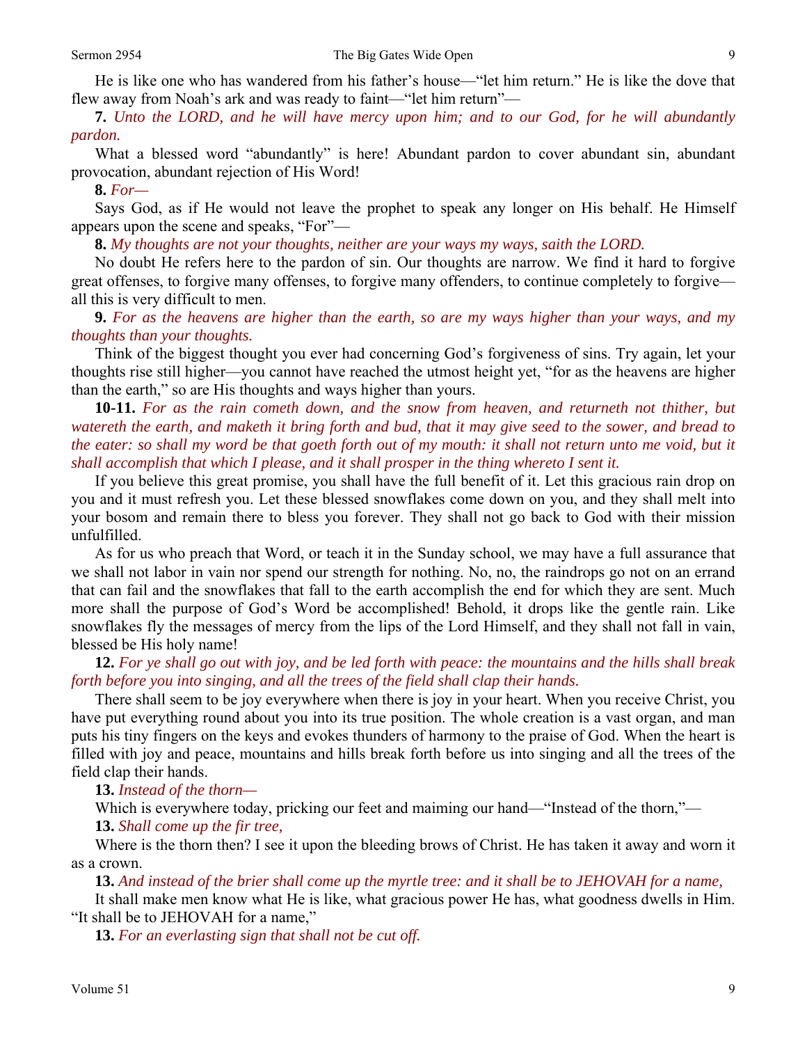He is like one who has wandered from his father's house—"let him return." He is like the dove that flew away from Noah's ark and was ready to faint—"let him return"—

**7.** *Unto the LORD, and he will have mercy upon him; and to our God, for he will abundantly pardon.*

What a blessed word "abundantly" is here! Abundant pardon to cover abundant sin, abundant provocation, abundant rejection of His Word!

**8.** *For—*

Says God, as if He would not leave the prophet to speak any longer on His behalf. He Himself appears upon the scene and speaks, "For"—

**8.** *My thoughts are not your thoughts, neither are your ways my ways, saith the LORD.*

No doubt He refers here to the pardon of sin. Our thoughts are narrow. We find it hard to forgive great offenses, to forgive many offenses, to forgive many offenders, to continue completely to forgive—all this is very difficult to men.

**9.** *For as the heavens are higher than the earth, so are my ways higher than your ways, and my thoughts than your thoughts.*

Think of the biggest thought you ever had concerning God's forgiveness of sins. Try again, let your thoughts rise still higher—you cannot have reached the utmost height yet, "for as the heavens are higher than the earth," so are His thoughts and ways higher than yours.

**10-11.** *For as the rain cometh down, and the snow from heaven, and returneth not thither, but watereth the earth, and maketh it bring forth and bud, that it may give seed to the sower, and bread to the eater: so shall my word be that goeth forth out of my mouth: it shall not return unto me void, but it shall accomplish that which I please, and it shall prosper in the thing whereto I sent it.*

If you believe this great promise, you shall have the full benefit of it. Let this gracious rain drop on you and it must refresh you. Let these blessed snowflakes come down on you, and they shall melt into your bosom and remain there to bless you forever. They shall not go back to God with their mission unfulfilled.

As for us who preach that Word, or teach it in the Sunday school, we may have a full assurance that we shall not labor in vain nor spend our strength for nothing. No, no, the raindrops go not on an errand that can fail and the snowflakes that fall to the earth accomplish the end for which they are sent. Much more shall the purpose of God's Word be accomplished! Behold, it drops like the gentle rain. Like snowflakes fly the messages of mercy from the lips of the Lord Himself, and they shall not fall in vain, blessed be His holy name!

**12.** *For ye shall go out with joy, and be led forth with peace: the mountains and the hills shall break forth before you into singing, and all the trees of the field shall clap their hands.*

There shall seem to be joy everywhere when there is joy in your heart. When you receive Christ, you have put everything round about you into its true position. The whole creation is a vast organ, and man puts his tiny fingers on the keys and evokes thunders of harmony to the praise of God. When the heart is filled with joy and peace, mountains and hills break forth before us into singing and all the trees of the field clap their hands.

**13.** *Instead of the thorn—*

Which is everywhere today, pricking our feet and maiming our hand—"Instead of the thorn,"—

**13.** *Shall come up the fir tree,*

Where is the thorn then? I see it upon the bleeding brows of Christ. He has taken it away and worn it as a crown.

**13.** *And instead of the brier shall come up the myrtle tree: and it shall be to JEHOVAH for a name,*

It shall make men know what He is like, what gracious power He has, what goodness dwells in Him. "It shall be to JEHOVAH for a name,"

**13.** *For an everlasting sign that shall not be cut off.*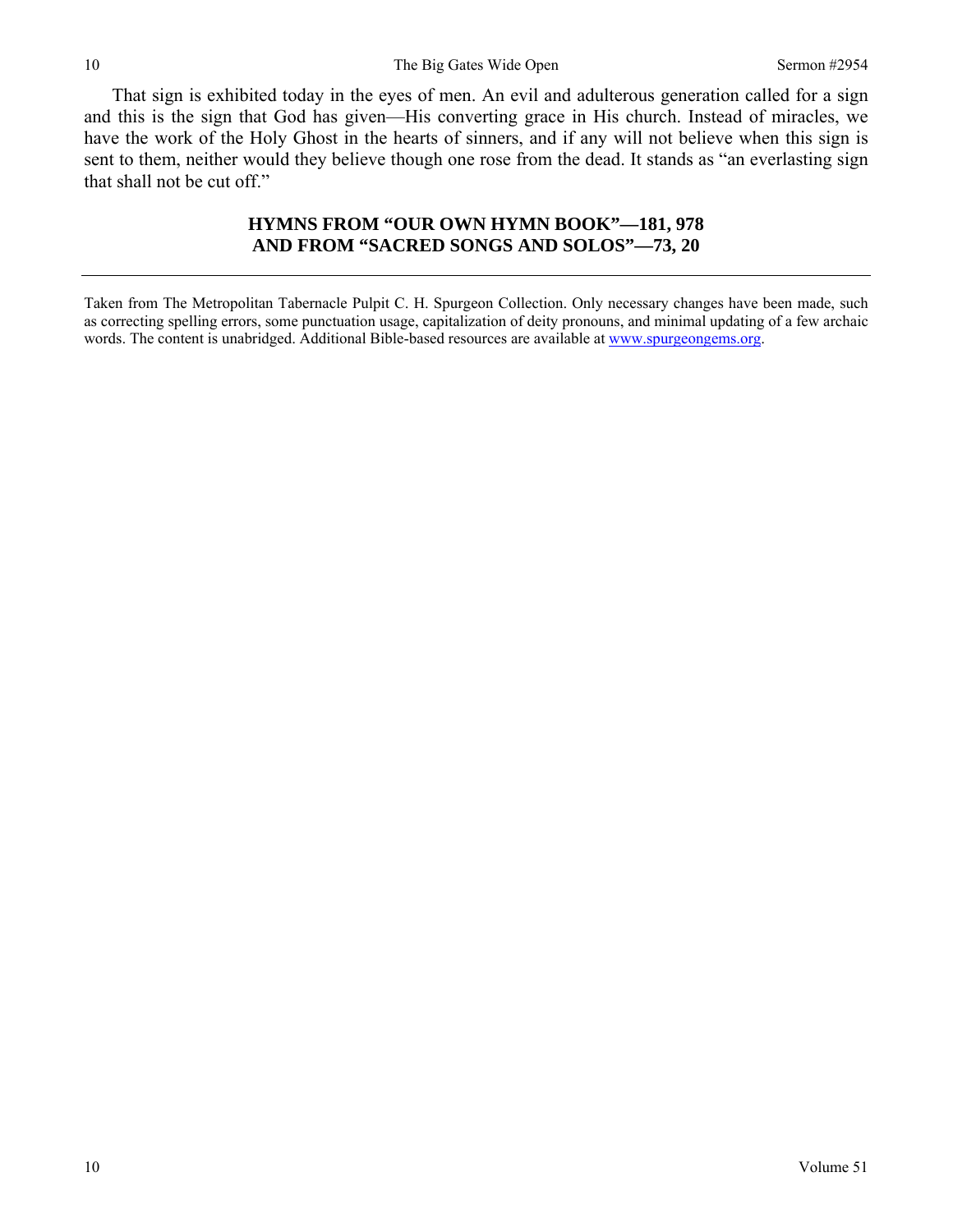That sign is exhibited today in the eyes of men. An evil and adulterous generation called for a sign and this is the sign that God has given—His converting grace in His church. Instead of miracles, we have the work of the Holy Ghost in the hearts of sinners, and if any will not believe when this sign is sent to them, neither would they believe though one rose from the dead. It stands as "an everlasting sign that shall not be cut off."

**HYMNS FROM "OUR OWN HYMN BOOK"—181, 978**
**AND FROM "SACRED SONGS AND SOLOS"—73, 20**

---

Taken from The Metropolitan Tabernacle Pulpit C. H. Spurgeon Collection. Only necessary changes have been made, such as correcting spelling errors, some punctuation usage, capitalization of deity pronouns, and minimal updating of a few archaic words. The content is unabridged. Additional Bible-based resources are available at [www.spurgeongems.org](http://www.spurgeongems.org).